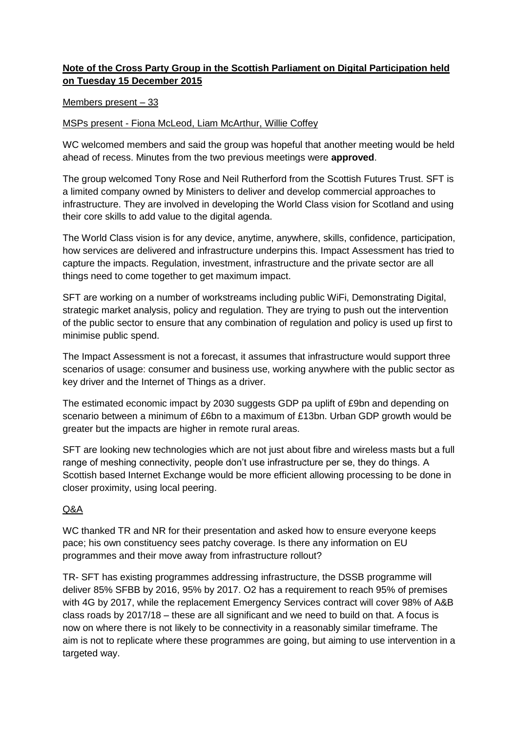**<u>Note of the Cross Party Group in the Scottish Parliament on Digital Participation held on Tuesday 15 December 2015</u>**

<u>Members present – 33</u>

<u>MSPs present - Fiona McLeod, Liam McArthur, Willie Coffey</u>

WC welcomed members and said the group was hopeful that another meeting would be held ahead of recess. Minutes from the two previous meetings were **approved**.

The group welcomed Tony Rose and Neil Rutherford from the Scottish Futures Trust. SFT is a limited company owned by Ministers to deliver and develop commercial approaches to infrastructure. They are involved in developing the World Class vision for Scotland and using their core skills to add value to the digital agenda.

The World Class vision is for any device, anytime, anywhere, skills, confidence, participation, how services are delivered and infrastructure underpins this. Impact Assessment has tried to capture the impacts. Regulation, investment, infrastructure and the private sector are all things need to come together to get maximum impact.

SFT are working on a number of workstreams including public WiFi, Demonstrating Digital, strategic market analysis, policy and regulation. They are trying to push out the intervention of the public sector to ensure that any combination of regulation and policy is used up first to minimise public spend.

The Impact Assessment is not a forecast, it assumes that infrastructure would support three scenarios of usage: consumer and business use, working anywhere with the public sector as key driver and the Internet of Things as a driver.

The estimated economic impact by 2030 suggests GDP pa uplift of £9bn and depending on scenario between a minimum of £6bn to a maximum of £13bn. Urban GDP growth would be greater but the impacts are higher in remote rural areas.

SFT are looking new technologies which are not just about fibre and wireless masts but a full range of meshing connectivity, people don't use infrastructure per se, they do things. A Scottish based Internet Exchange would be more efficient allowing processing to be done in closer proximity, using local peering.

<u>Q&A</u>

WC thanked TR and NR for their presentation and asked how to ensure everyone keeps pace; his own constituency sees patchy coverage. Is there any information on EU programmes and their move away from infrastructure rollout?

TR- SFT has existing programmes addressing infrastructure, the DSSB programme will deliver 85% SFBB by 2016, 95% by 2017. O2 has a requirement to reach 95% of premises with 4G by 2017, while the replacement Emergency Services contract will cover 98% of A&B class roads by 2017/18 – these are all significant and we need to build on that. A focus is now on where there is not likely to be connectivity in a reasonably similar timeframe. The aim is not to replicate where these programmes are going, but aiming to use intervention in a targeted way.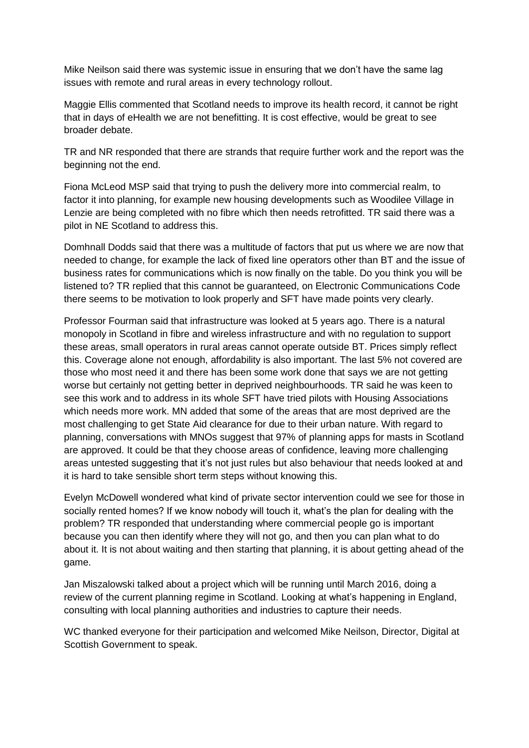Mike Neilson said there was systemic issue in ensuring that we don't have the same lag issues with remote and rural areas in every technology rollout.

Maggie Ellis commented that Scotland needs to improve its health record, it cannot be right that in days of eHealth we are not benefitting. It is cost effective, would be great to see broader debate.

TR and NR responded that there are strands that require further work and the report was the beginning not the end.

Fiona McLeod MSP said that trying to push the delivery more into commercial realm, to factor it into planning, for example new housing developments such as Woodilee Village in Lenzie are being completed with no fibre which then needs retrofitted. TR said there was a pilot in NE Scotland to address this.

Domhnall Dodds said that there was a multitude of factors that put us where we are now that needed to change, for example the lack of fixed line operators other than BT and the issue of business rates for communications which is now finally on the table. Do you think you will be listened to? TR replied that this cannot be guaranteed, on Electronic Communications Code there seems to be motivation to look properly and SFT have made points very clearly.

Professor Fourman said that infrastructure was looked at 5 years ago. There is a natural monopoly in Scotland in fibre and wireless infrastructure and with no regulation to support these areas, small operators in rural areas cannot operate outside BT. Prices simply reflect this. Coverage alone not enough, affordability is also important. The last 5% not covered are those who most need it and there has been some work done that says we are not getting worse but certainly not getting better in deprived neighbourhoods. TR said he was keen to see this work and to address in its whole SFT have tried pilots with Housing Associations which needs more work. MN added that some of the areas that are most deprived are the most challenging to get State Aid clearance for due to their urban nature. With regard to planning, conversations with MNOs suggest that 97% of planning apps for masts in Scotland are approved. It could be that they choose areas of confidence, leaving more challenging areas untested suggesting that it's not just rules but also behaviour that needs looked at and it is hard to take sensible short term steps without knowing this.

Evelyn McDowell wondered what kind of private sector intervention could we see for those in socially rented homes? If we know nobody will touch it, what's the plan for dealing with the problem? TR responded that understanding where commercial people go is important because you can then identify where they will not go, and then you can plan what to do about it. It is not about waiting and then starting that planning, it is about getting ahead of the game.

Jan Miszalowski talked about a project which will be running until March 2016, doing a review of the current planning regime in Scotland. Looking at what's happening in England, consulting with local planning authorities and industries to capture their needs.

WC thanked everyone for their participation and welcomed Mike Neilson, Director, Digital at Scottish Government to speak.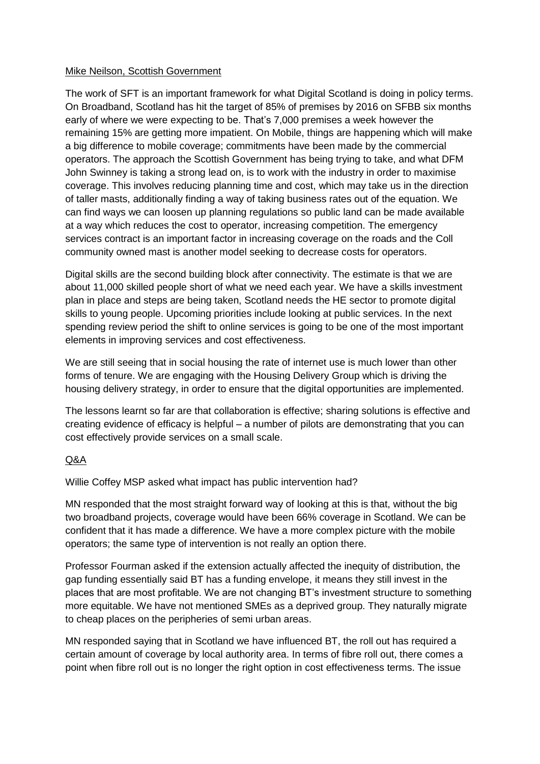Mike Neilson, Scottish Government

The work of SFT is an important framework for what Digital Scotland is doing in policy terms. On Broadband, Scotland has hit the target of 85% of premises by 2016 on SFBB six months early of where we were expecting to be. That's 7,000 premises a week however the remaining 15% are getting more impatient. On Mobile, things are happening which will make a big difference to mobile coverage; commitments have been made by the commercial operators. The approach the Scottish Government has being trying to take, and what DFM John Swinney is taking a strong lead on, is to work with the industry in order to maximise coverage. This involves reducing planning time and cost, which may take us in the direction of taller masts, additionally finding a way of taking business rates out of the equation. We can find ways we can loosen up planning regulations so public land can be made available at a way which reduces the cost to operator, increasing competition. The emergency services contract is an important factor in increasing coverage on the roads and the Coll community owned mast is another model seeking to decrease costs for operators.

Digital skills are the second building block after connectivity. The estimate is that we are about 11,000 skilled people short of what we need each year. We have a skills investment plan in place and steps are being taken, Scotland needs the HE sector to promote digital skills to young people. Upcoming priorities include looking at public services. In the next spending review period the shift to online services is going to be one of the most important elements in improving services and cost effectiveness.

We are still seeing that in social housing the rate of internet use is much lower than other forms of tenure. We are engaging with the Housing Delivery Group which is driving the housing delivery strategy, in order to ensure that the digital opportunities are implemented.

The lessons learnt so far are that collaboration is effective; sharing solutions is effective and creating evidence of efficacy is helpful – a number of pilots are demonstrating that you can cost effectively provide services on a small scale.

Q&A

Willie Coffey MSP asked what impact has public intervention had?

MN responded that the most straight forward way of looking at this is that, without the big two broadband projects, coverage would have been 66% coverage in Scotland. We can be confident that it has made a difference. We have a more complex picture with the mobile operators; the same type of intervention is not really an option there.

Professor Fourman asked if the extension actually affected the inequity of distribution, the gap funding essentially said BT has a funding envelope, it means they still invest in the places that are most profitable. We are not changing BT's investment structure to something more equitable. We have not mentioned SMEs as a deprived group. They naturally migrate to cheap places on the peripheries of semi urban areas.

MN responded saying that in Scotland we have influenced BT, the roll out has required a certain amount of coverage by local authority area. In terms of fibre roll out, there comes a point when fibre roll out is no longer the right option in cost effectiveness terms. The issue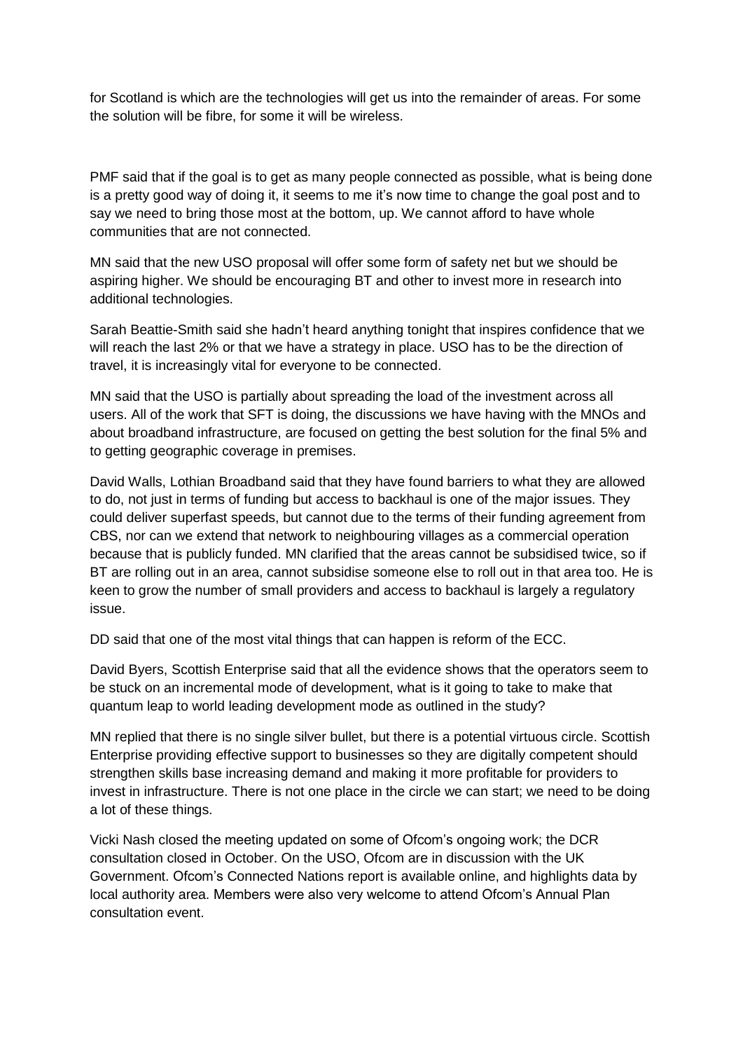for Scotland is which are the technologies will get us into the remainder of areas. For some the solution will be fibre, for some it will be wireless.

PMF said that if the goal is to get as many people connected as possible, what is being done is a pretty good way of doing it, it seems to me it's now time to change the goal post and to say we need to bring those most at the bottom, up. We cannot afford to have whole communities that are not connected.

MN said that the new USO proposal will offer some form of safety net but we should be aspiring higher. We should be encouraging BT and other to invest more in research into additional technologies.

Sarah Beattie-Smith said she hadn't heard anything tonight that inspires confidence that we will reach the last 2% or that we have a strategy in place. USO has to be the direction of travel, it is increasingly vital for everyone to be connected.

MN said that the USO is partially about spreading the load of the investment across all users. All of the work that SFT is doing, the discussions we have having with the MNOs and about broadband infrastructure, are focused on getting the best solution for the final 5% and to getting geographic coverage in premises.

David Walls, Lothian Broadband said that they have found barriers to what they are allowed to do, not just in terms of funding but access to backhaul is one of the major issues. They could deliver superfast speeds, but cannot due to the terms of their funding agreement from CBS, nor can we extend that network to neighbouring villages as a commercial operation because that is publicly funded. MN clarified that the areas cannot be subsidised twice, so if BT are rolling out in an area, cannot subsidise someone else to roll out in that area too. He is keen to grow the number of small providers and access to backhaul is largely a regulatory issue.

DD said that one of the most vital things that can happen is reform of the ECC.

David Byers, Scottish Enterprise said that all the evidence shows that the operators seem to be stuck on an incremental mode of development, what is it going to take to make that quantum leap to world leading development mode as outlined in the study?

MN replied that there is no single silver bullet, but there is a potential virtuous circle. Scottish Enterprise providing effective support to businesses so they are digitally competent should strengthen skills base increasing demand and making it more profitable for providers to invest in infrastructure. There is not one place in the circle we can start; we need to be doing a lot of these things.

Vicki Nash closed the meeting updated on some of Ofcom's ongoing work; the DCR consultation closed in October. On the USO, Ofcom are in discussion with the UK Government. Ofcom's Connected Nations report is available online, and highlights data by local authority area. Members were also very welcome to attend Ofcom's Annual Plan consultation event.